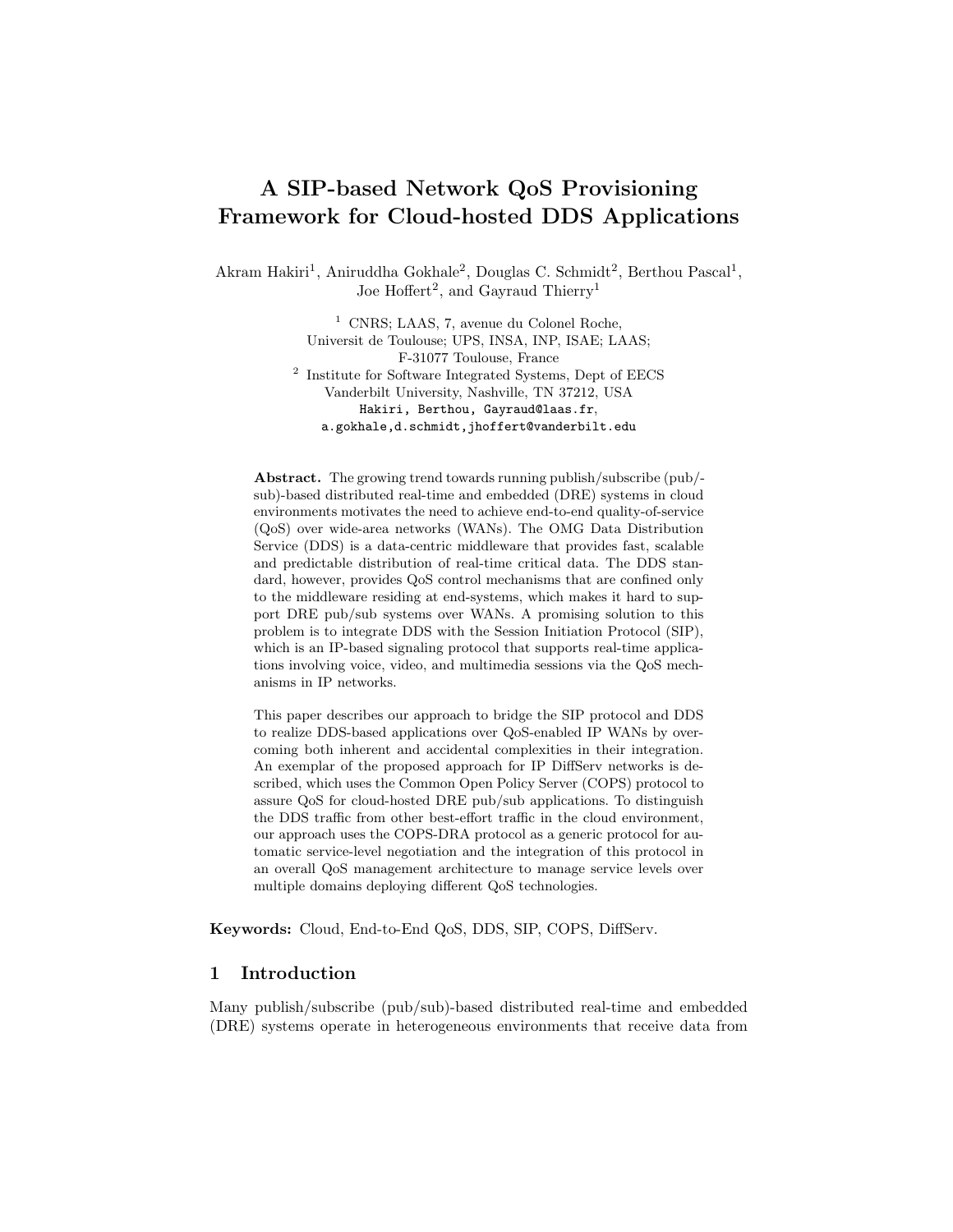# A SIP-based Network QoS Provisioning Framework for Cloud-hosted DDS Applications

Akram Hakiri[1], Aniruddha Gokhale[2], Douglas C. Schmidt[2], Berthou Pascal[1], Joe Hoffert[2], and Gayraud Thierry[1]

[1] CNRS; LAAS, 7, avenue du Colonel Roche,
Universit de Toulouse; UPS, INSA, INP, ISAE; LAAS;
F-31077 Toulouse, France

[2] Institute for Software Integrated Systems, Dept of EECS
Vanderbilt University, Nashville, TN 37212, USA

Hakiri, Berthou, Gayraud@laas.fr,
a.gokhale,d.schmidt,jhoffert@vanderbilt.edu

**Abstract.** The growing trend towards running publish/subscribe (pub/-sub)-based distributed real-time and embedded (DRE) systems in cloud environments motivates the need to achieve end-to-end quality-of-service (QoS) over wide-area networks (WANs). The OMG Data Distribution Service (DDS) is a data-centric middleware that provides fast, scalable and predictable distribution of real-time critical data. The DDS standard, however, provides QoS control mechanisms that are confined only to the middleware residing at end-systems, which makes it hard to support DRE pub/sub systems over WANs. A promising solution to this problem is to integrate DDS with the Session Initiation Protocol (SIP), which is an IP-based signaling protocol that supports real-time applications involving voice, video, and multimedia sessions via the QoS mechanisms in IP networks.

This paper describes our approach to bridge the SIP protocol and DDS to realize DDS-based applications over QoS-enabled IP WANs by overcoming both inherent and accidental complexities in their integration. An exemplar of the proposed approach for IP DiffServ networks is described, which uses the Common Open Policy Server (COPS) protocol to assure QoS for cloud-hosted DRE pub/sub applications. To distinguish the DDS traffic from other best-effort traffic in the cloud environment, our approach uses the COPS-DRA protocol as a generic protocol for automatic service-level negotiation and the integration of this protocol in an overall QoS management architecture to manage service levels over multiple domains deploying different QoS technologies.

**Keywords:** Cloud, End-to-End QoS, DDS, SIP, COPS, DiffServ.

## 1 Introduction

Many publish/subscribe (pub/sub)-based distributed real-time and embedded (DRE) systems operate in heterogeneous environments that receive data from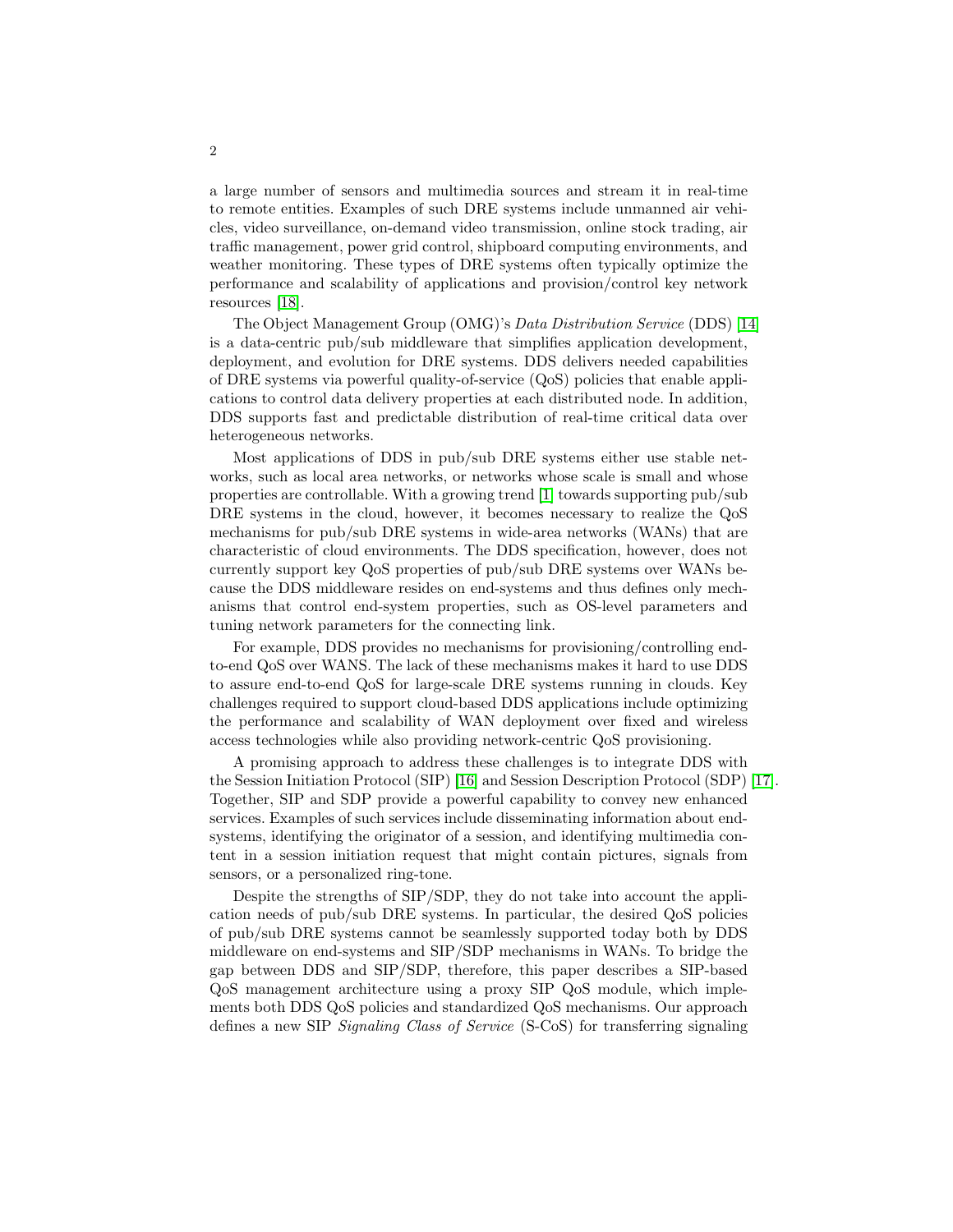a large number of sensors and multimedia sources and stream it in real-time to remote entities. Examples of such DRE systems include unmanned air vehicles, video surveillance, on-demand video transmission, online stock trading, air traffic management, power grid control, shipboard computing environments, and weather monitoring. These types of DRE systems often typically optimize the performance and scalability of applications and provision/control key network resources [18].

The Object Management Group (OMG)'s *Data Distribution Service* (DDS) [14] is a data-centric pub/sub middleware that simplifies application development, deployment, and evolution for DRE systems. DDS delivers needed capabilities of DRE systems via powerful quality-of-service (QoS) policies that enable applications to control data delivery properties at each distributed node. In addition, DDS supports fast and predictable distribution of real-time critical data over heterogeneous networks.

Most applications of DDS in pub/sub DRE systems either use stable networks, such as local area networks, or networks whose scale is small and whose properties are controllable. With a growing trend [1] towards supporting pub/sub DRE systems in the cloud, however, it becomes necessary to realize the QoS mechanisms for pub/sub DRE systems in wide-area networks (WANs) that are characteristic of cloud environments. The DDS specification, however, does not currently support key QoS properties of pub/sub DRE systems over WANs because the DDS middleware resides on end-systems and thus defines only mechanisms that control end-system properties, such as OS-level parameters and tuning network parameters for the connecting link.

For example, DDS provides no mechanisms for provisioning/controlling end-to-end QoS over WANS. The lack of these mechanisms makes it hard to use DDS to assure end-to-end QoS for large-scale DRE systems running in clouds. Key challenges required to support cloud-based DDS applications include optimizing the performance and scalability of WAN deployment over fixed and wireless access technologies while also providing network-centric QoS provisioning.

A promising approach to address these challenges is to integrate DDS with the Session Initiation Protocol (SIP) [16] and Session Description Protocol (SDP) [17]. Together, SIP and SDP provide a powerful capability to convey new enhanced services. Examples of such services include disseminating information about end-systems, identifying the originator of a session, and identifying multimedia content in a session initiation request that might contain pictures, signals from sensors, or a personalized ring-tone.

Despite the strengths of SIP/SDP, they do not take into account the application needs of pub/sub DRE systems. In particular, the desired QoS policies of pub/sub DRE systems cannot be seamlessly supported today both by DDS middleware on end-systems and SIP/SDP mechanisms in WANs. To bridge the gap between DDS and SIP/SDP, therefore, this paper describes a SIP-based QoS management architecture using a proxy SIP QoS module, which implements both DDS QoS policies and standardized QoS mechanisms. Our approach defines a new SIP *Signaling Class of Service* (S-CoS) for transferring signaling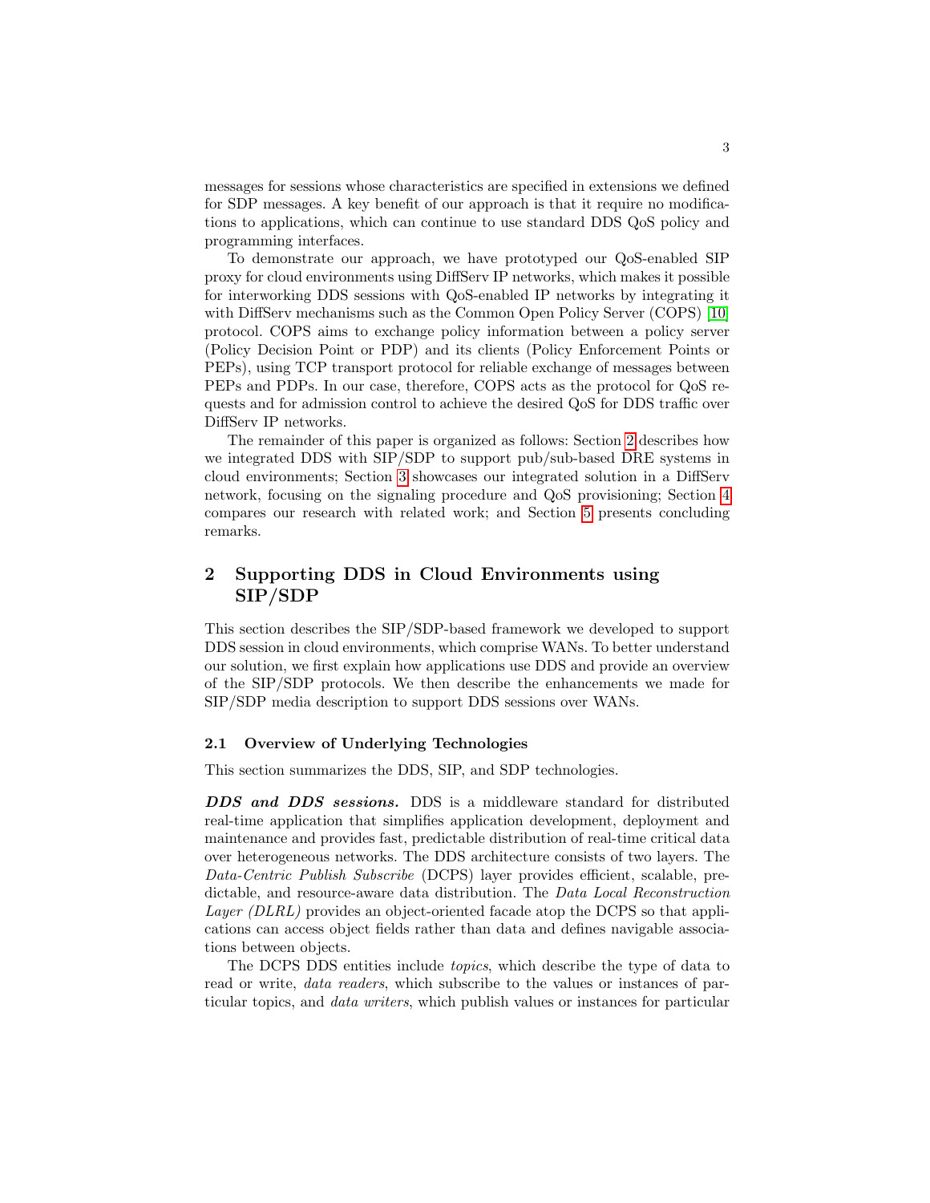messages for sessions whose characteristics are specified in extensions we defined for SDP messages. A key benefit of our approach is that it require no modifications to applications, which can continue to use standard DDS QoS policy and programming interfaces.

To demonstrate our approach, we have prototyped our QoS-enabled SIP proxy for cloud environments using DiffServ IP networks, which makes it possible for interworking DDS sessions with QoS-enabled IP networks by integrating it with DiffServ mechanisms such as the Common Open Policy Server (COPS) [10] protocol. COPS aims to exchange policy information between a policy server (Policy Decision Point or PDP) and its clients (Policy Enforcement Points or PEPs), using TCP transport protocol for reliable exchange of messages between PEPs and PDPs. In our case, therefore, COPS acts as the protocol for QoS requests and for admission control to achieve the desired QoS for DDS traffic over DiffServ IP networks.

The remainder of this paper is organized as follows: Section 2 describes how we integrated DDS with SIP/SDP to support pub/sub-based DRE systems in cloud environments; Section 3 showcases our integrated solution in a DiffServ network, focusing on the signaling procedure and QoS provisioning; Section 4 compares our research with related work; and Section 5 presents concluding remarks.

## 2 Supporting DDS in Cloud Environments using SIP/SDP

This section describes the SIP/SDP-based framework we developed to support DDS session in cloud environments, which comprise WANs. To better understand our solution, we first explain how applications use DDS and provide an overview of the SIP/SDP protocols. We then describe the enhancements we made for SIP/SDP media description to support DDS sessions over WANs.

### 2.1 Overview of Underlying Technologies

This section summarizes the DDS, SIP, and SDP technologies.

***DDS and DDS sessions.*** DDS is a middleware standard for distributed real-time application that simplifies application development, deployment and maintenance and provides fast, predictable distribution of real-time critical data over heterogeneous networks. The DDS architecture consists of two layers. The *Data-Centric Publish Subscribe* (DCPS) layer provides efficient, scalable, predictable, and resource-aware data distribution. The *Data Local Reconstruction Layer (DLRL)* provides an object-oriented facade atop the DCPS so that applications can access object fields rather than data and defines navigable associations between objects.

The DCPS DDS entities include *topics*, which describe the type of data to read or write, *data readers*, which subscribe to the values or instances of particular topics, and *data writers*, which publish values or instances for particular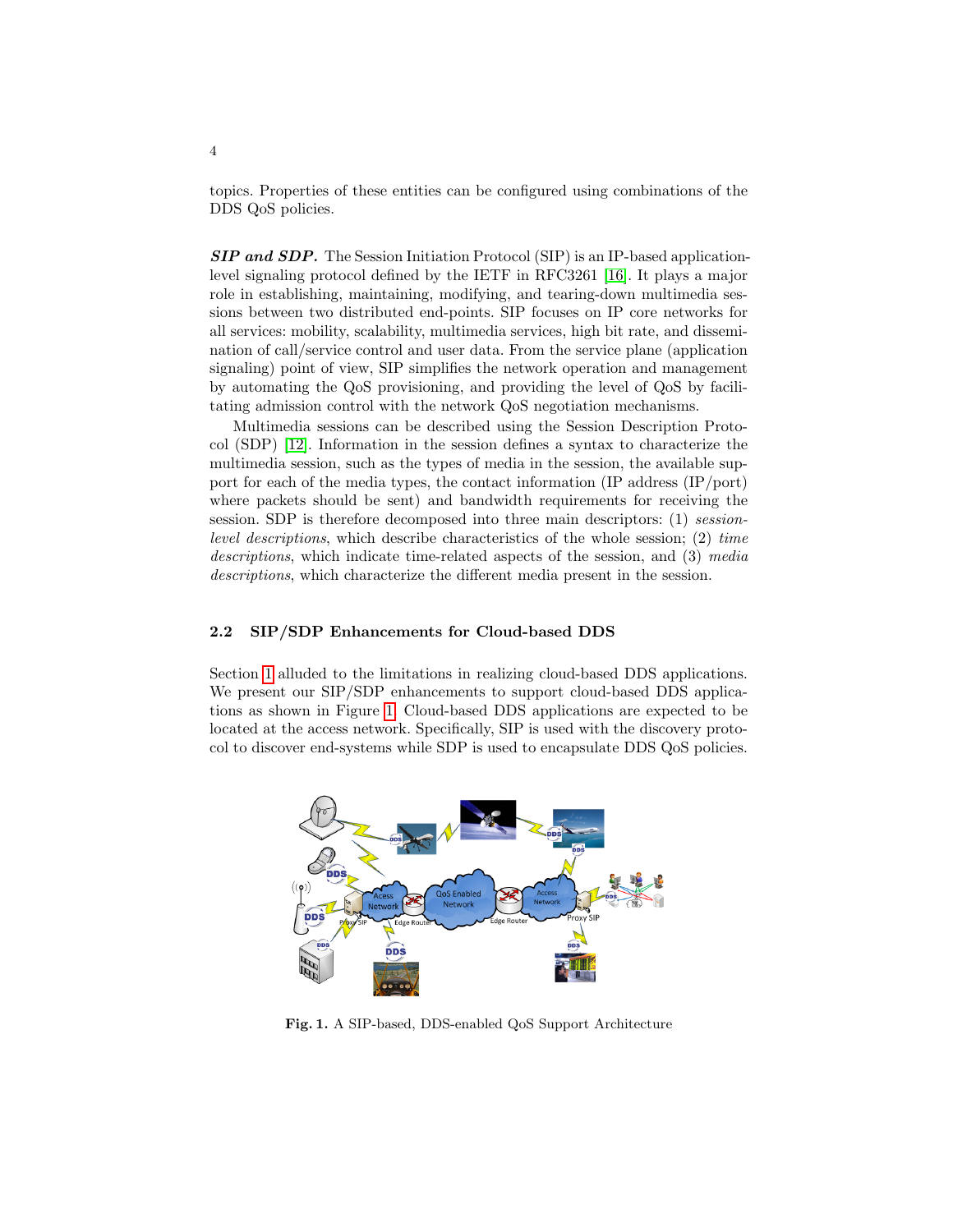topics. Properties of these entities can be configured using combinations of the DDS QoS policies.

***SIP and SDP.*** The Session Initiation Protocol (SIP) is an IP-based application-level signaling protocol defined by the IETF in RFC3261 [16]. It plays a major role in establishing, maintaining, modifying, and tearing-down multimedia sessions between two distributed end-points. SIP focuses on IP core networks for all services: mobility, scalability, multimedia services, high bit rate, and dissemination of call/service control and user data. From the service plane (application signaling) point of view, SIP simplifies the network operation and management by automating the QoS provisioning, and providing the level of QoS by facilitating admission control with the network QoS negotiation mechanisms.

Multimedia sessions can be described using the Session Description Protocol (SDP) [12]. Information in the session defines a syntax to characterize the multimedia session, such as the types of media in the session, the available support for each of the media types, the contact information (IP address (IP/port) where packets should be sent) and bandwidth requirements for receiving the session. SDP is therefore decomposed into three main descriptors: (1) *session-level descriptions*, which describe characteristics of the whole session; (2) *time descriptions*, which indicate time-related aspects of the session, and (3) *media descriptions*, which characterize the different media present in the session.

### 2.2 SIP/SDP Enhancements for Cloud-based DDS

Section 1 alluded to the limitations in realizing cloud-based DDS applications. We present our SIP/SDP enhancements to support cloud-based DDS applications as shown in Figure 1. Cloud-based DDS applications are expected to be located at the access network. Specifically, SIP is used with the discovery protocol to discover end-systems while SDP is used to encapsulate DDS QoS policies.

**Fig. 1.** A SIP-based, DDS-enabled QoS Support Architecture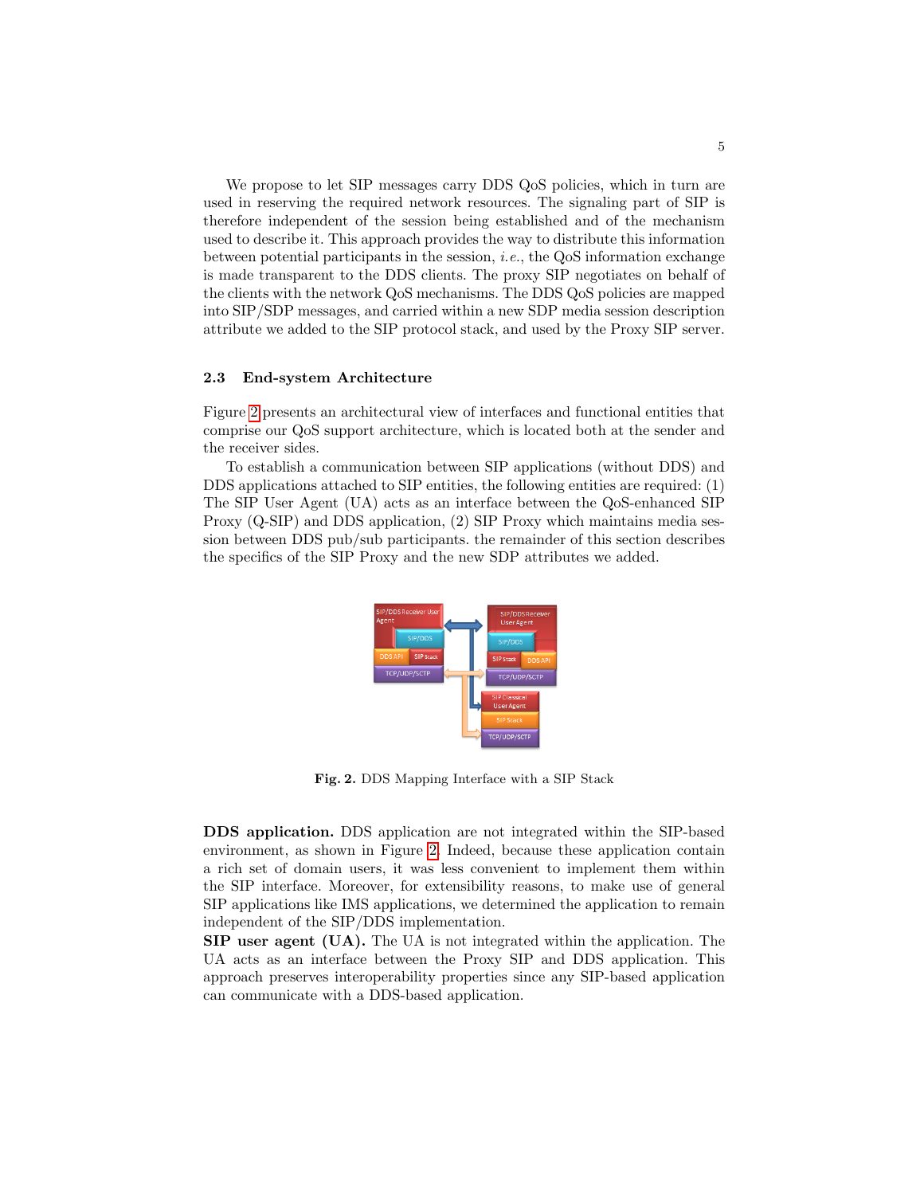We propose to let SIP messages carry DDS QoS policies, which in turn are used in reserving the required network resources. The signaling part of SIP is therefore independent of the session being established and of the mechanism used to describe it. This approach provides the way to distribute this information between potential participants in the session, *i.e.*, the QoS information exchange is made transparent to the DDS clients. The proxy SIP negotiates on behalf of the clients with the network QoS mechanisms. The DDS QoS policies are mapped into SIP/SDP messages, and carried within a new SDP media session description attribute we added to the SIP protocol stack, and used by the Proxy SIP server.

### 2.3 End-system Architecture

Figure 2 presents an architectural view of interfaces and functional entities that comprise our QoS support architecture, which is located both at the sender and the receiver sides.

To establish a communication between SIP applications (without DDS) and DDS applications attached to SIP entities, the following entities are required: (1) The SIP User Agent (UA) acts as an interface between the QoS-enhanced SIP Proxy (Q-SIP) and DDS application, (2) SIP Proxy which maintains media session between DDS pub/sub participants. the remainder of this section describes the specifics of the SIP Proxy and the new SDP attributes we added.

**Fig. 2.** DDS Mapping Interface with a SIP Stack

**DDS application.** DDS application are not integrated within the SIP-based environment, as shown in Figure 2. Indeed, because these application contain a rich set of domain users, it was less convenient to implement them within the SIP interface. Moreover, for extensibility reasons, to make use of general SIP applications like IMS applications, we determined the application to remain independent of the SIP/DDS implementation.

**SIP user agent (UA).** The UA is not integrated within the application. The UA acts as an interface between the Proxy SIP and DDS application. This approach preserves interoperability properties since any SIP-based application can communicate with a DDS-based application.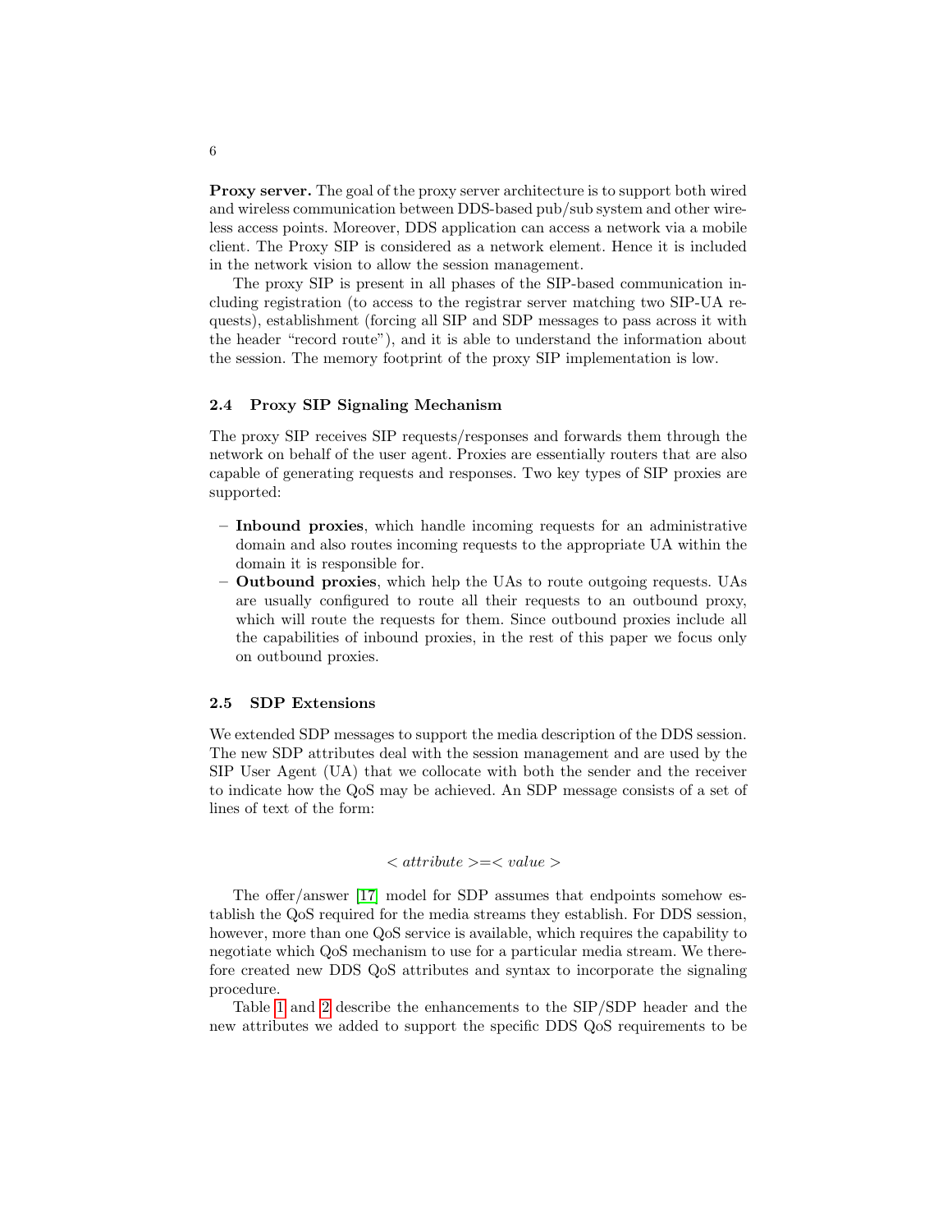**Proxy server.** The goal of the proxy server architecture is to support both wired and wireless communication between DDS-based pub/sub system and other wireless access points. Moreover, DDS application can access a network via a mobile client. The Proxy SIP is considered as a network element. Hence it is included in the network vision to allow the session management.

The proxy SIP is present in all phases of the SIP-based communication including registration (to access to the registrar server matching two SIP-UA requests), establishment (forcing all SIP and SDP messages to pass across it with the header “record route”), and it is able to understand the information about the session. The memory footprint of the proxy SIP implementation is low.

### 2.4 Proxy SIP Signaling Mechanism

The proxy SIP receives SIP requests/responses and forwards them through the network on behalf of the user agent. Proxies are essentially routers that are also capable of generating requests and responses. Two key types of SIP proxies are supported:

- **Inbound proxies**, which handle incoming requests for an administrative domain and also routes incoming requests to the appropriate UA within the domain it is responsible for.
- **Outbound proxies**, which help the UAs to route outgoing requests. UAs are usually configured to route all their requests to an outbound proxy, which will route the requests for them. Since outbound proxies include all the capabilities of inbound proxies, in the rest of this paper we focus only on outbound proxies.

### 2.5 SDP Extensions

We extended SDP messages to support the media description of the DDS session. The new SDP attributes deal with the session management and are used by the SIP User Agent (UA) that we collocate with both the sender and the receiver to indicate how the QoS may be achieved. An SDP message consists of a set of lines of text of the form:

$$< attribute >=< value >$$

The offer/answer [17] model for SDP assumes that endpoints somehow establish the QoS required for the media streams they establish. For DDS session, however, more than one QoS service is available, which requires the capability to negotiate which QoS mechanism to use for a particular media stream. We therefore created new DDS QoS attributes and syntax to incorporate the signaling procedure.

Table 1 and 2 describe the enhancements to the SIP/SDP header and the new attributes we added to support the specific DDS QoS requirements to be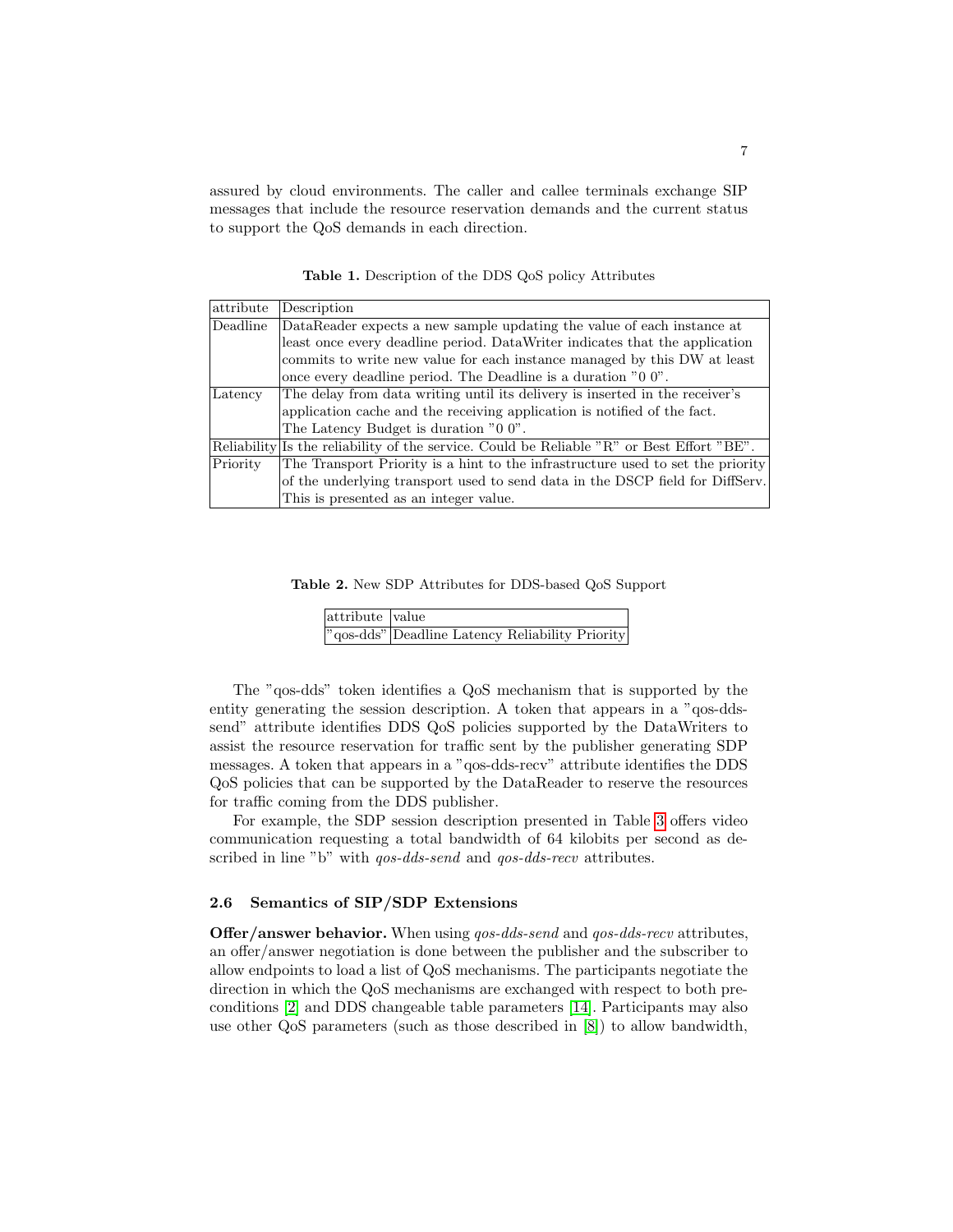assured by cloud environments. The caller and callee terminals exchange SIP messages that include the resource reservation demands and the current status to support the QoS demands in each direction.

**Table 1.** Description of the DDS QoS policy Attributes

| attribute | Description |
| --- | --- |
| Deadline | DataReader expects a new sample updating the value of each instance at least once every deadline period. DataWriter indicates that the application commits to write new value for each instance managed by this DW at least once every deadline period. The Deadline is a duration "0 0". |
| Latency | The delay from data writing until its delivery is inserted in the receiver's application cache and the receiving application is notified of the fact. The Latency Budget is duration "0 0". |
| Reliability | Is the reliability of the service. Could be Reliable "R" or Best Effort "BE". |
| Priority | The Transport Priority is a hint to the infrastructure used to set the priority of the underlying transport used to send data in the DSCP field for DiffServ. This is presented as an integer value. |

**Table 2.** New SDP Attributes for DDS-based QoS Support

| attribute | value |
| --- | --- |
| "qos-dds" | Deadline Latency Reliability Priority |

The "qos-dds" token identifies a QoS mechanism that is supported by the entity generating the session description. A token that appears in a "qos-dds-send" attribute identifies DDS QoS policies supported by the DataWriters to assist the resource reservation for traffic sent by the publisher generating SDP messages. A token that appears in a "qos-dds-recv" attribute identifies the DDS QoS policies that can be supported by the DataReader to reserve the resources for traffic coming from the DDS publisher.

For example, the SDP session description presented in Table 3 offers video communication requesting a total bandwidth of 64 kilobits per second as described in line "b" with *qos-dds-send* and *qos-dds-recv* attributes.

### 2.6 Semantics of SIP/SDP Extensions

**Offer/answer behavior.** When using *qos-dds-send* and *qos-dds-recv* attributes, an offer/answer negotiation is done between the publisher and the subscriber to allow endpoints to load a list of QoS mechanisms. The participants negotiate the direction in which the QoS mechanisms are exchanged with respect to both preconditions [2] and DDS changeable table parameters [14]. Participants may also use other QoS parameters (such as those described in [8]) to allow bandwidth,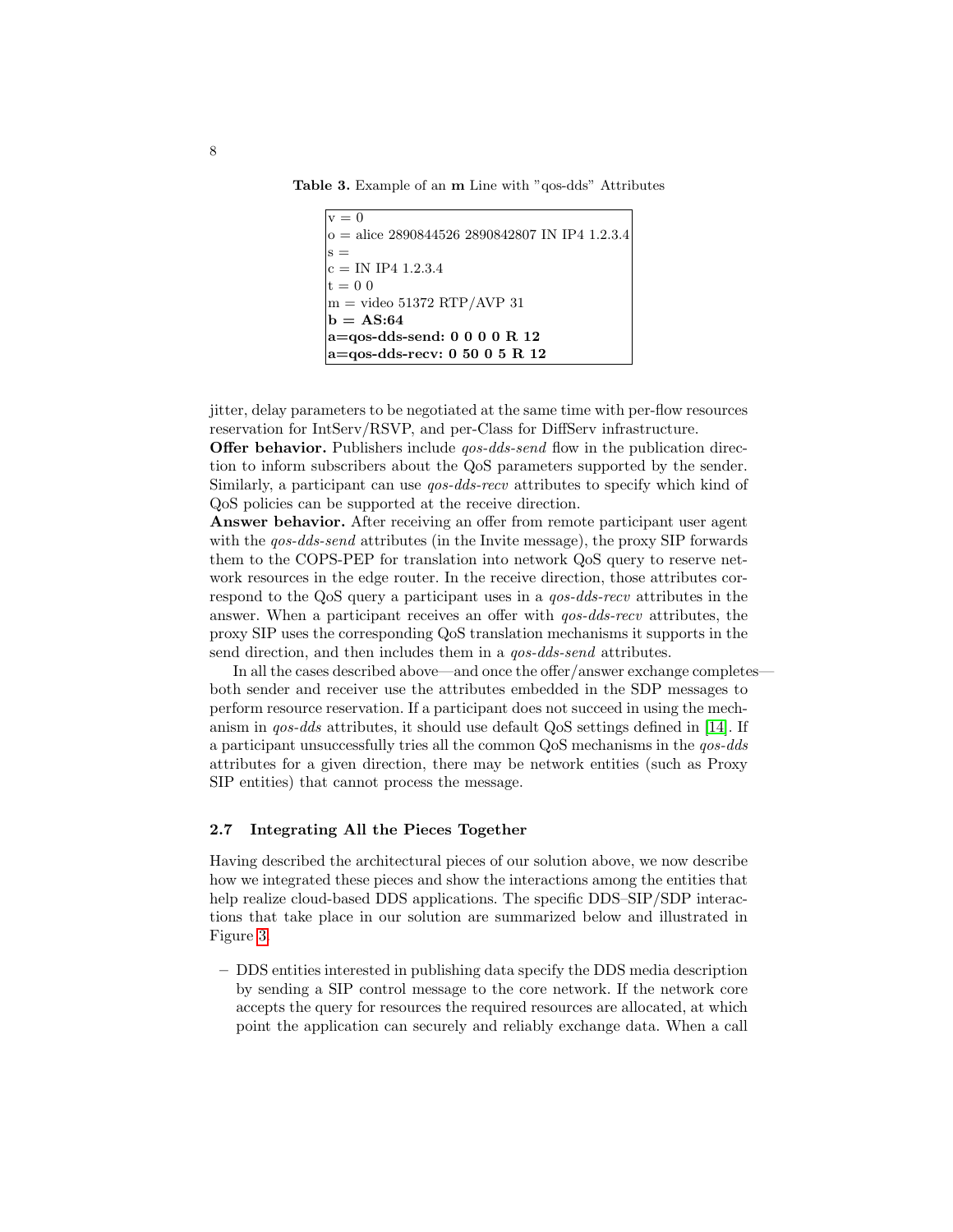**Table 3.** Example of an **m** Line with "qos-dds" Attributes

```
v = 0
o = alice 2890844526 2890842807 IN IP4 1.2.3.4
s =
c = IN IP4 1.2.3.4
t = 0 0
m = video 51372 RTP/AVP 31
b = AS:64
a=qos-dds-send: 0 0 0 0 R 12
a=qos-dds-recv: 0 50 0 5 R 12
```

jitter, delay parameters to be negotiated at the same time with per-flow resources reservation for IntServ/RSVP, and per-Class for DiffServ infrastructure.

**Offer behavior.** Publishers include *qos-dds-send* flow in the publication direction to inform subscribers about the QoS parameters supported by the sender. Similarly, a participant can use *qos-dds-recv* attributes to specify which kind of QoS policies can be supported at the receive direction.

**Answer behavior.** After receiving an offer from remote participant user agent with the *qos-dds-send* attributes (in the Invite message), the proxy SIP forwards them to the COPS-PEP for translation into network QoS query to reserve network resources in the edge router. In the receive direction, those attributes correspond to the QoS query a participant uses in a *qos-dds-recv* attributes in the answer. When a participant receives an offer with *qos-dds-recv* attributes, the proxy SIP uses the corresponding QoS translation mechanisms it supports in the send direction, and then includes them in a *qos-dds-send* attributes.

In all the cases described above—and once the offer/answer exchange completes—both sender and receiver use the attributes embedded in the SDP messages to perform resource reservation. If a participant does not succeed in using the mechanism in *qos-dds* attributes, it should use default QoS settings defined in [14]. If a participant unsuccessfully tries all the common QoS mechanisms in the *qos-dds* attributes for a given direction, there may be network entities (such as Proxy SIP entities) that cannot process the message.

### 2.7 Integrating All the Pieces Together

Having described the architectural pieces of our solution above, we now describe how we integrated these pieces and show the interactions among the entities that help realize cloud-based DDS applications. The specific DDS–SIP/SDP interactions that take place in our solution are summarized below and illustrated in Figure 3.

- DDS entities interested in publishing data specify the DDS media description by sending a SIP control message to the core network. If the network core accepts the query for resources the required resources are allocated, at which point the application can securely and reliably exchange data. When a call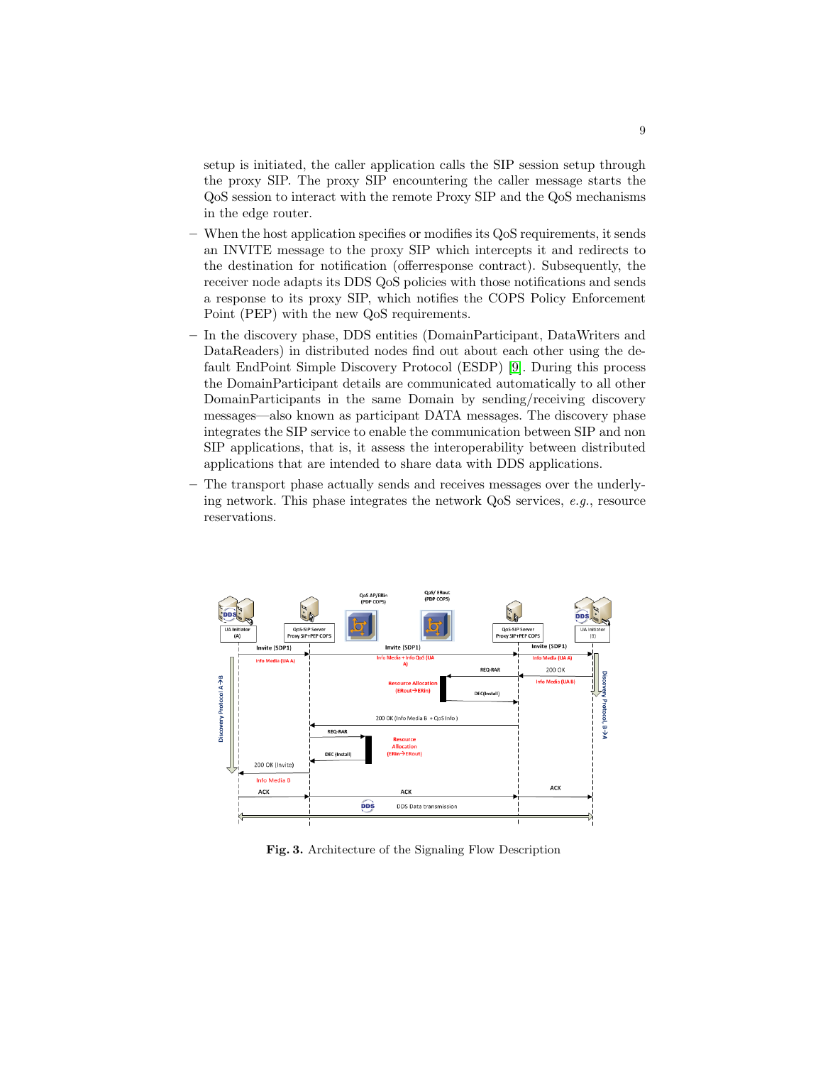setup is initiated, the caller application calls the SIP session setup through the proxy SIP. The proxy SIP encountering the caller message starts the QoS session to interact with the remote Proxy SIP and the QoS mechanisms in the edge router.

- When the host application specifies or modifies its QoS requirements, it sends an INVITE message to the proxy SIP which intercepts it and redirects to the destination for notification (offerresponse contract). Subsequently, the receiver node adapts its DDS QoS policies with those notifications and sends a response to its proxy SIP, which notifies the COPS Policy Enforcement Point (PEP) with the new QoS requirements.
- In the discovery phase, DDS entities (DomainParticipant, DataWriters and DataReaders) in distributed nodes find out about each other using the default EndPoint Simple Discovery Protocol (ESDP) [9]. During this process the DomainParticipant details are communicated automatically to all other DomainParticipants in the same Domain by sending/receiving discovery messages—also known as participant DATA messages. The discovery phase integrates the SIP service to enable the communication between SIP and non SIP applications, that is, it assess the interoperability between distributed applications that are intended to share data with DDS applications.
- The transport phase actually sends and receives messages over the underlying network. This phase integrates the network QoS services, *e.g.*, resource reservations.

**Fig. 3.** Architecture of the Signaling Flow Description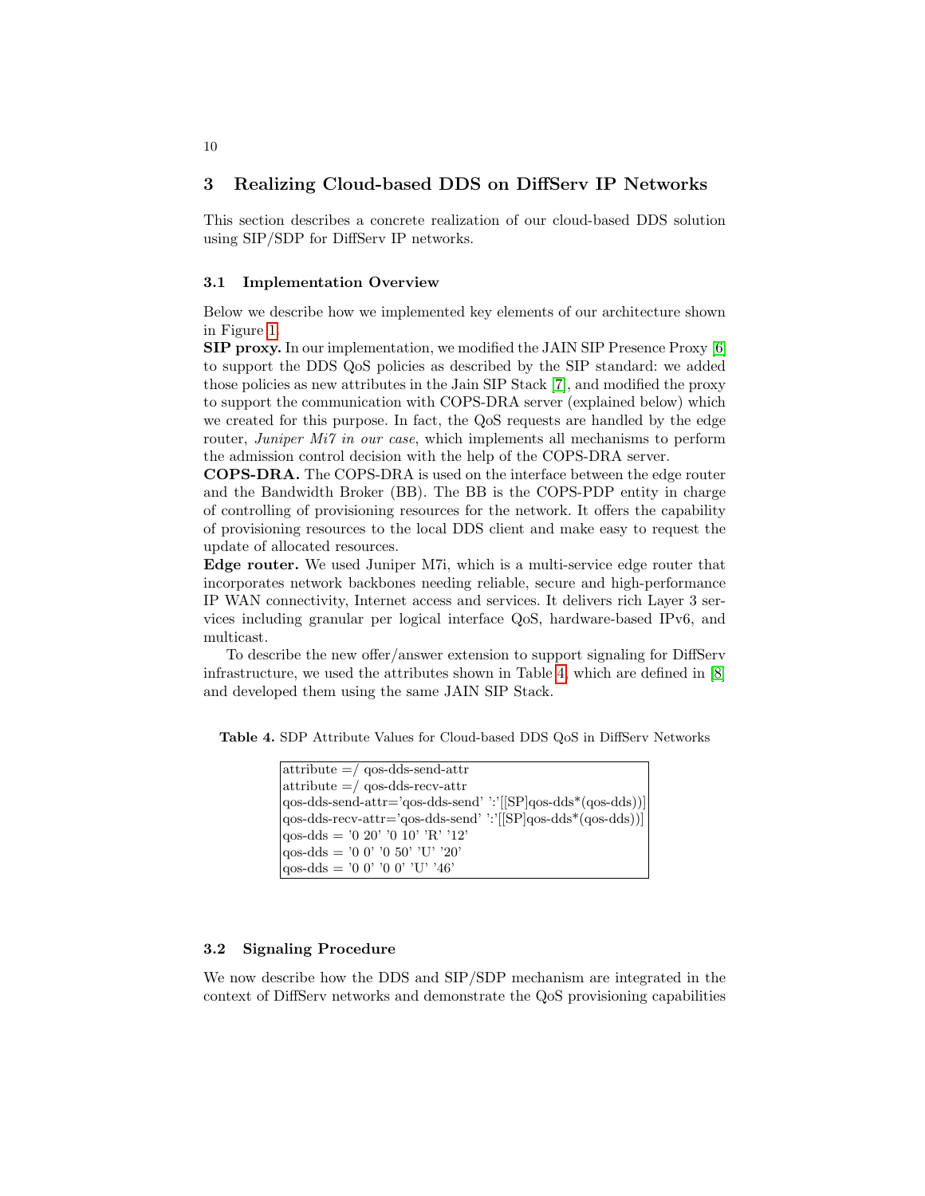## 3 Realizing Cloud-based DDS on DiffServ IP Networks

This section describes a concrete realization of our cloud-based DDS solution using SIP/SDP for DiffServ IP networks.

### 3.1 Implementation Overview

Below we describe how we implemented key elements of our architecture shown in Figure 1.

**SIP proxy.** In our implementation, we modified the JAIN SIP Presence Proxy [6] to support the DDS QoS policies as described by the SIP standard: we added those policies as new attributes in the Jain SIP Stack [7], and modified the proxy to support the communication with COPS-DRA server (explained below) which we created for this purpose. In fact, the QoS requests are handled by the edge router, *Juniper Mi7 in our case*, which implements all mechanisms to perform the admission control decision with the help of the COPS-DRA server.

**COPS-DRA.** The COPS-DRA is used on the interface between the edge router and the Bandwidth Broker (BB). The BB is the COPS-PDP entity in charge of controlling of provisioning resources for the network. It offers the capability of provisioning resources to the local DDS client and make easy to request the update of allocated resources.

**Edge router.** We used Juniper M7i, which is a multi-service edge router that incorporates network backbones needing reliable, secure and high-performance IP WAN connectivity, Internet access and services. It delivers rich Layer 3 services including granular per logical interface QoS, hardware-based IPv6, and multicast.

To describe the new offer/answer extension to support signaling for DiffServ infrastructure, we used the attributes shown in Table 4, which are defined in [8] and developed them using the same JAIN SIP Stack.

**Table 4.** SDP Attribute Values for Cloud-based DDS QoS in DiffServ Networks

```
attribute =/ qos-dds-send-attr
attribute =/ qos-dds-recv-attr
qos-dds-send-attr='qos-dds-send' ':'[[SP]qos-dds*(qos-dds))]
qos-dds-recv-attr='qos-dds-send' ':'[[SP]qos-dds*(qos-dds))]
qos-dds = '0 20' '0 10' 'R' '12'
qos-dds = '0 0' '0 50' 'U' '20'
qos-dds = '0 0' '0 0' 'U' '46'
```

### 3.2 Signaling Procedure

We now describe how the DDS and SIP/SDP mechanism are integrated in the context of DiffServ networks and demonstrate the QoS provisioning capabilities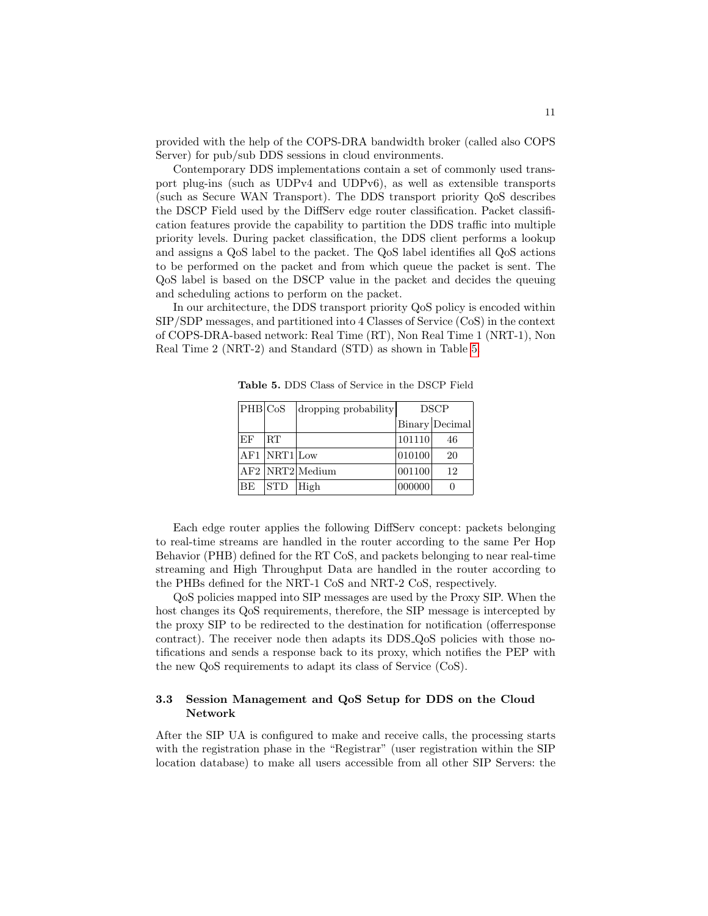provided with the help of the COPS-DRA bandwidth broker (called also COPS Server) for pub/sub DDS sessions in cloud environments.

Contemporary DDS implementations contain a set of commonly used transport plug-ins (such as UDPv4 and UDPv6), as well as extensible transports (such as Secure WAN Transport). The DDS transport priority QoS describes the DSCP Field used by the DiffServ edge router classification. Packet classification features provide the capability to partition the DDS traffic into multiple priority levels. During packet classification, the DDS client performs a lookup and assigns a QoS label to the packet. The QoS label identifies all QoS actions to be performed on the packet and from which queue the packet is sent. The QoS label is based on the DSCP value in the packet and decides the queuing and scheduling actions to perform on the packet.

In our architecture, the DDS transport priority QoS policy is encoded within SIP/SDP messages, and partitioned into 4 Classes of Service (CoS) in the context of COPS-DRA-based network: Real Time (RT), Non Real Time 1 (NRT-1), Non Real Time 2 (NRT-2) and Standard (STD) as shown in Table 5.

**Table 5.** DDS Class of Service in the DSCP Field

| PHB | CoS | dropping probability | DSCP | |
|---|---|---|---|---|
| | | | Binary | Decimal |
| EF | RT | | 101110 | 46 |
| AF1 | NRT1 | Low | 010100 | 20 |
| AF2 | NRT2 | Medium | 001100 | 12 |
| BE | STD | High | 000000 | 0 |

Each edge router applies the following DiffServ concept: packets belonging to real-time streams are handled in the router according to the same Per Hop Behavior (PHB) defined for the RT CoS, and packets belonging to near real-time streaming and High Throughput Data are handled in the router according to the PHBs defined for the NRT-1 CoS and NRT-2 CoS, respectively.

QoS policies mapped into SIP messages are used by the Proxy SIP. When the host changes its QoS requirements, therefore, the SIP message is intercepted by the proxy SIP to be redirected to the destination for notification (offerresponse contract). The receiver node then adapts its DDS_QoS policies with those notifications and sends a response back to its proxy, which notifies the PEP with the new QoS requirements to adapt its class of Service (CoS).

### 3.3 Session Management and QoS Setup for DDS on the Cloud Network

After the SIP UA is configured to make and receive calls, the processing starts with the registration phase in the "Registrar" (user registration within the SIP location database) to make all users accessible from all other SIP Servers: the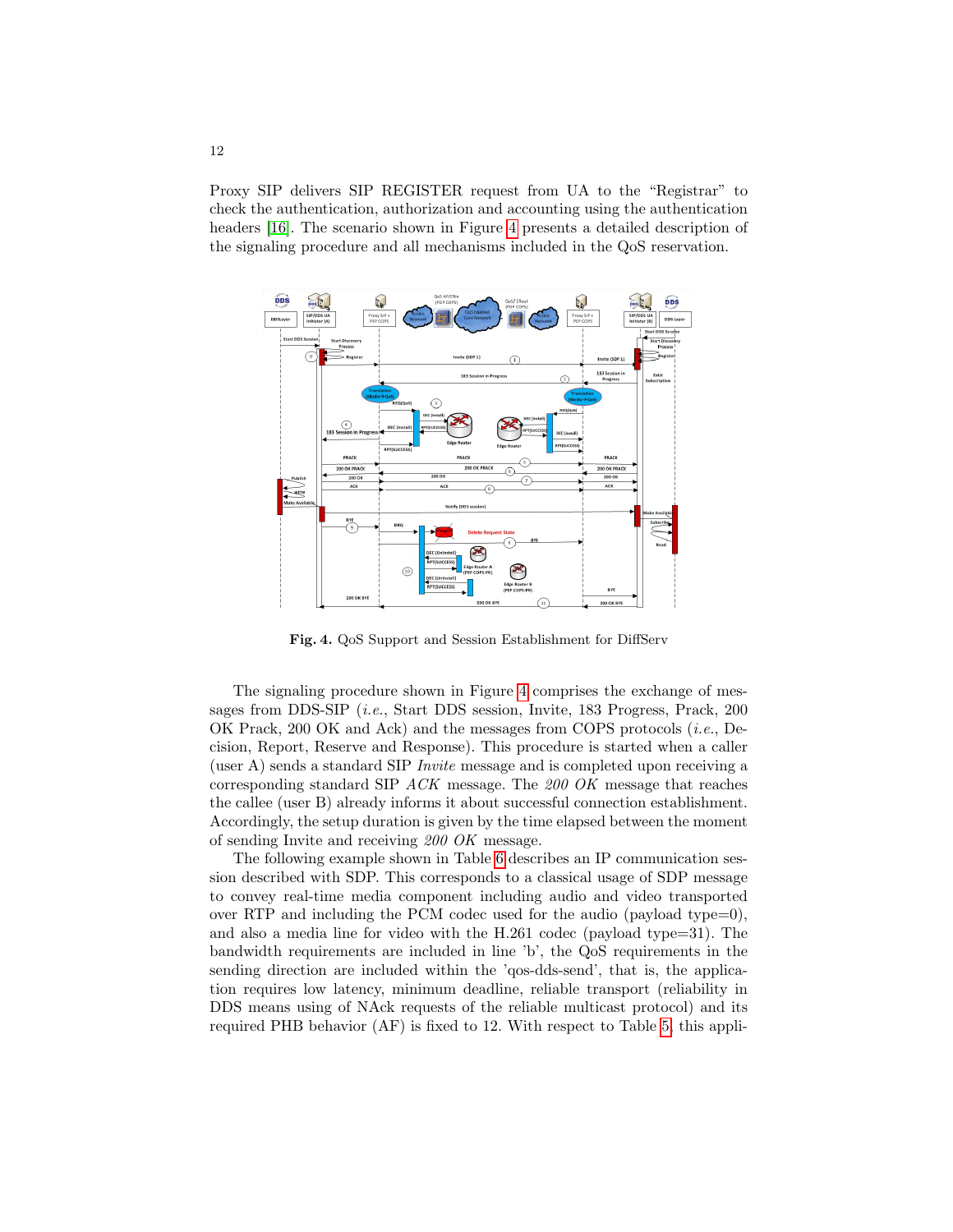Proxy SIP delivers SIP REGISTER request from UA to the "Registrar" to check the authentication, authorization and accounting using the authentication headers [16]. The scenario shown in Figure 4 presents a detailed description of the signaling procedure and all mechanisms included in the QoS reservation.

**Fig. 4.** QoS Support and Session Establishment for DiffServ

The signaling procedure shown in Figure 4 comprises the exchange of messages from DDS-SIP (*i.e.*, Start DDS session, Invite, 183 Progress, Prack, 200 OK Prack, 200 OK and Ack) and the messages from COPS protocols (*i.e.*, Decision, Report, Reserve and Response). This procedure is started when a caller (user A) sends a standard SIP *Invite* message and is completed upon receiving a corresponding standard SIP *ACK* message. The *200 OK* message that reaches the callee (user B) already informs it about successful connection establishment. Accordingly, the setup duration is given by the time elapsed between the moment of sending Invite and receiving *200 OK* message.

The following example shown in Table 6 describes an IP communication session described with SDP. This corresponds to a classical usage of SDP message to convey real-time media component including audio and video transported over RTP and including the PCM codec used for the audio (payload type=0), and also a media line for video with the H.261 codec (payload type=31). The bandwidth requirements are included in line 'b', the QoS requirements in the sending direction are included within the 'qos-dds-send', that is, the application requires low latency, minimum deadline, reliable transport (reliability in DDS means using of NAck requests of the reliable multicast protocol) and its required PHB behavior (AF) is fixed to 12. With respect to Table 5, this appli-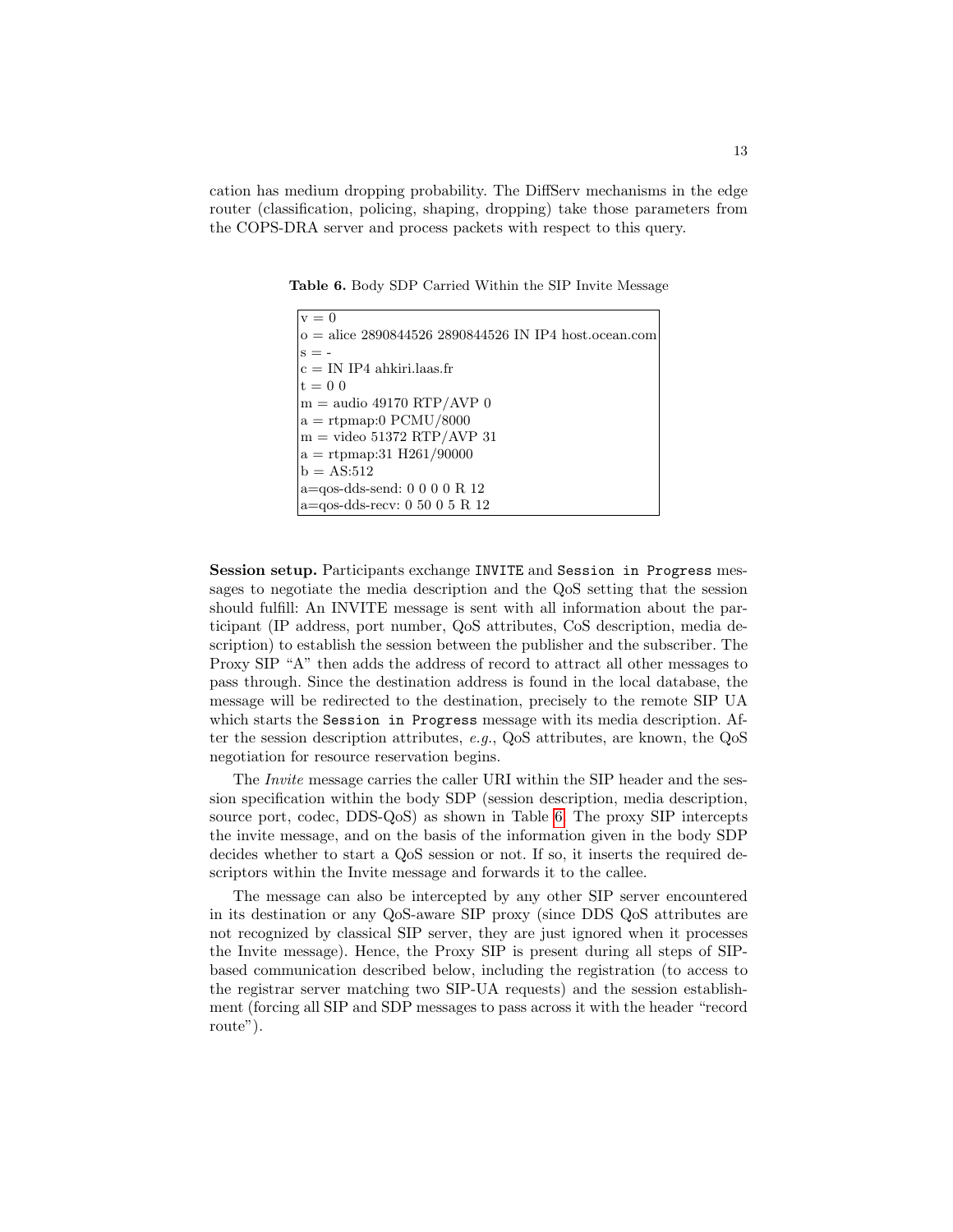cation has medium dropping probability. The DiffServ mechanisms in the edge router (classification, policing, shaping, dropping) take those parameters from the COPS-DRA server and process packets with respect to this query.

**Table 6.** Body SDP Carried Within the SIP Invite Message

```
v = 0
o = alice 2890844526 2890844526 IN IP4 host.ocean.com
s = -
c = IN IP4 ahkiri.laas.fr
t = 0 0
m = audio 49170 RTP/AVP 0
a = rtpmap:0 PCMU/8000
m = video 51372 RTP/AVP 31
a = rtpmap:31 H261/90000
b = AS:512
a=qos-dds-send: 0 0 0 0 R 12
a=qos-dds-recv: 0 50 0 5 R 12
```

**Session setup.** Participants exchange `INVITE` and `Session in Progress` messages to negotiate the media description and the QoS setting that the session should fulfill: An INVITE message is sent with all information about the participant (IP address, port number, QoS attributes, CoS description, media description) to establish the session between the publisher and the subscriber. The Proxy SIP "A" then adds the address of record to attract all other messages to pass through. Since the destination address is found in the local database, the message will be redirected to the destination, precisely to the remote SIP UA which starts the `Session in Progress` message with its media description. After the session description attributes, *e.g.*, QoS attributes, are known, the QoS negotiation for resource reservation begins.

The *Invite* message carries the caller URI within the SIP header and the session specification within the body SDP (session description, media description, source port, codec, DDS-QoS) as shown in Table 6. The proxy SIP intercepts the invite message, and on the basis of the information given in the body SDP decides whether to start a QoS session or not. If so, it inserts the required descriptors within the Invite message and forwards it to the callee.

The message can also be intercepted by any other SIP server encountered in its destination or any QoS-aware SIP proxy (since DDS QoS attributes are not recognized by classical SIP server, they are just ignored when it processes the Invite message). Hence, the Proxy SIP is present during all steps of SIP-based communication described below, including the registration (to access to the registrar server matching two SIP-UA requests) and the session establishment (forcing all SIP and SDP messages to pass across it with the header "record route").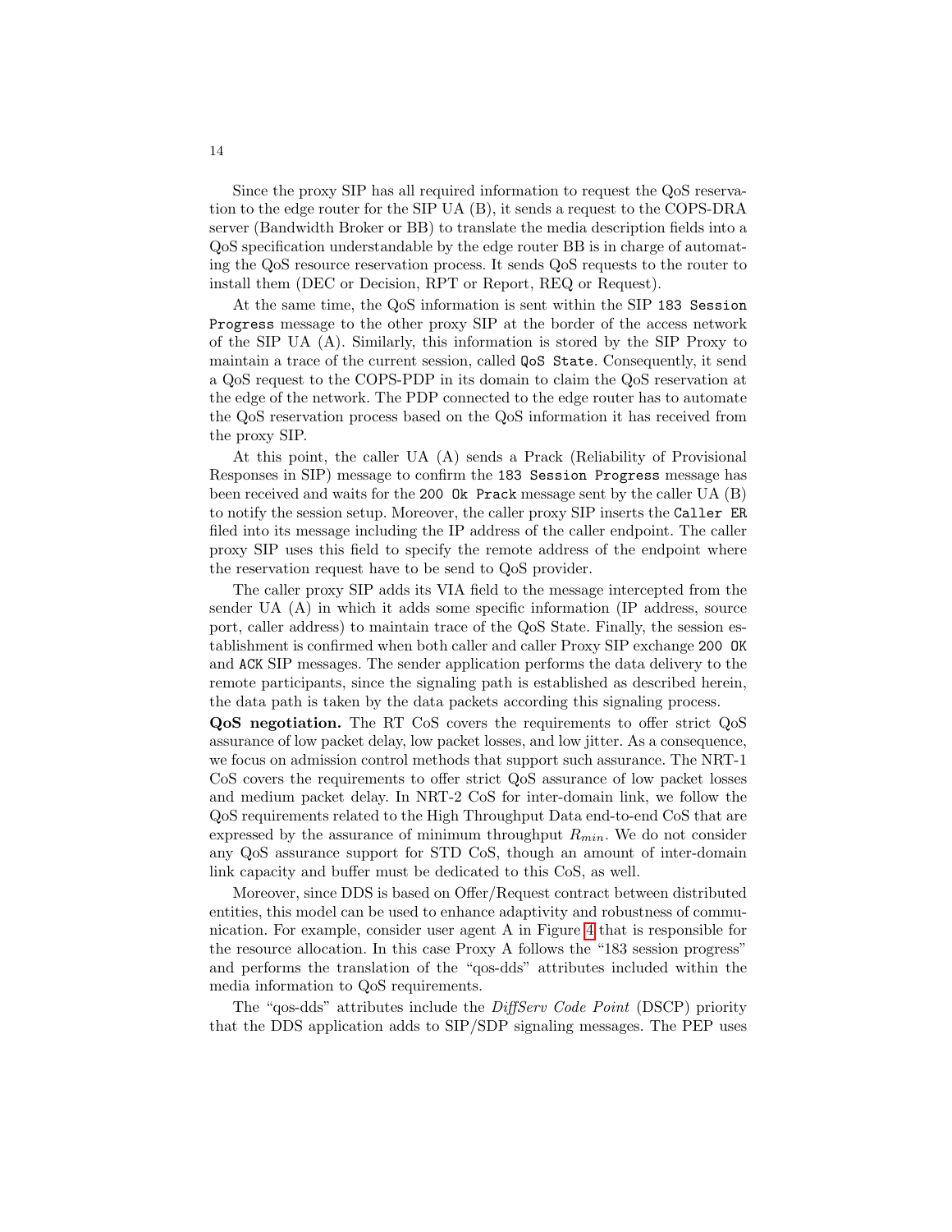Since the proxy SIP has all required information to request the QoS reservation to the edge router for the SIP UA (B), it sends a request to the COPS-DRA server (Bandwidth Broker or BB) to translate the media description fields into a QoS specification understandable by the edge router BB is in charge of automating the QoS resource reservation process. It sends QoS requests to the router to install them (DEC or Decision, RPT or Report, REQ or Request).

At the same time, the QoS information is sent within the SIP `183 Session Progress` message to the other proxy SIP at the border of the access network of the SIP UA (A). Similarly, this information is stored by the SIP Proxy to maintain a trace of the current session, called `QoS State`. Consequently, it send a QoS request to the COPS-PDP in its domain to claim the QoS reservation at the edge of the network. The PDP connected to the edge router has to automate the QoS reservation process based on the QoS information it has received from the proxy SIP.

At this point, the caller UA (A) sends a Prack (Reliability of Provisional Responses in SIP) message to confirm the `183 Session Progress` message has been received and waits for the `200 Ok Prack` message sent by the caller UA (B) to notify the session setup. Moreover, the caller proxy SIP inserts the `Caller ER` filed into its message including the IP address of the caller endpoint. The caller proxy SIP uses this field to specify the remote address of the endpoint where the reservation request have to be send to QoS provider.

The caller proxy SIP adds its VIA field to the message intercepted from the sender UA (A) in which it adds some specific information (IP address, source port, caller address) to maintain trace of the QoS State. Finally, the session establishment is confirmed when both caller and caller Proxy SIP exchange `200 OK` and `ACK` SIP messages. The sender application performs the data delivery to the remote participants, since the signaling path is established as described herein, the data path is taken by the data packets according this signaling process.

**QoS negotiation.** The RT CoS covers the requirements to offer strict QoS assurance of low packet delay, low packet losses, and low jitter. As a consequence, we focus on admission control methods that support such assurance. The NRT-1 CoS covers the requirements to offer strict QoS assurance of low packet losses and medium packet delay. In NRT-2 CoS for inter-domain link, we follow the QoS requirements related to the High Throughput Data end-to-end CoS that are expressed by the assurance of minimum throughput $R_{min}$. We do not consider any QoS assurance support for STD CoS, though an amount of inter-domain link capacity and buffer must be dedicated to this CoS, as well.

Moreover, since DDS is based on Offer/Request contract between distributed entities, this model can be used to enhance adaptivity and robustness of communication. For example, consider user agent A in Figure 4 that is responsible for the resource allocation. In this case Proxy A follows the "183 session progress" and performs the translation of the "qos-dds" attributes included within the media information to QoS requirements.

The "qos-dds" attributes include the *DiffServ Code Point* (DSCP) priority that the DDS application adds to SIP/SDP signaling messages. The PEP uses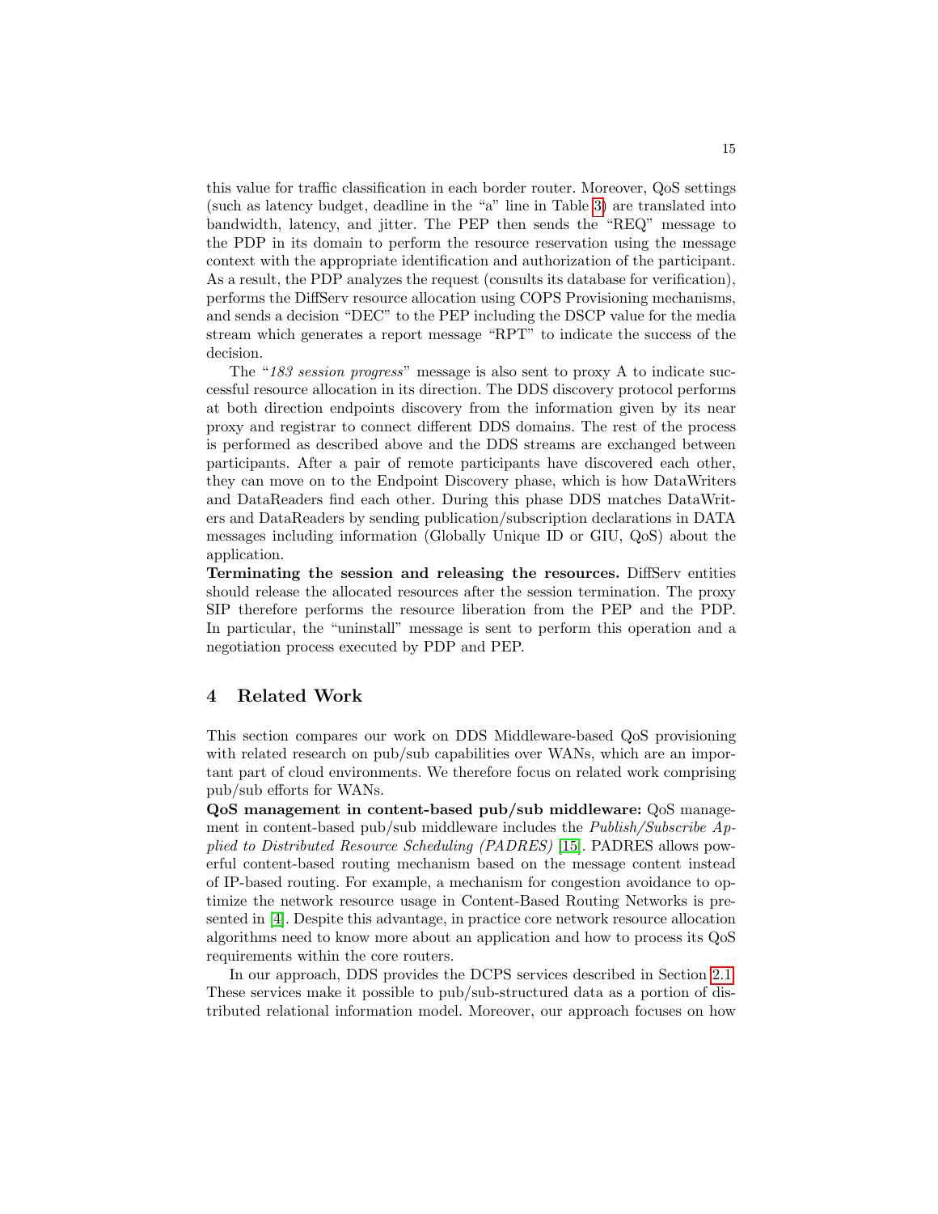this value for traffic classification in each border router. Moreover, QoS settings (such as latency budget, deadline in the "a" line in Table 3) are translated into bandwidth, latency, and jitter. The PEP then sends the "REQ" message to the PDP in its domain to perform the resource reservation using the message context with the appropriate identification and authorization of the participant. As a result, the PDP analyzes the request (consults its database for verification), performs the DiffServ resource allocation using COPS Provisioning mechanisms, and sends a decision "DEC" to the PEP including the DSCP value for the media stream which generates a report message "RPT" to indicate the success of the decision.

The "*183 session progress*" message is also sent to proxy A to indicate successful resource allocation in its direction. The DDS discovery protocol performs at both direction endpoints discovery from the information given by its near proxy and registrar to connect different DDS domains. The rest of the process is performed as described above and the DDS streams are exchanged between participants. After a pair of remote participants have discovered each other, they can move on to the Endpoint Discovery phase, which is how DataWriters and DataReaders find each other. During this phase DDS matches DataWriters and DataReaders by sending publication/subscription declarations in DATA messages including information (Globally Unique ID or GIU, QoS) about the application.

**Terminating the session and releasing the resources.** DiffServ entities should release the allocated resources after the session termination. The proxy SIP therefore performs the resource liberation from the PEP and the PDP. In particular, the "uninstall" message is sent to perform this operation and a negotiation process executed by PDP and PEP.

## 4 Related Work

This section compares our work on DDS Middleware-based QoS provisioning with related research on pub/sub capabilities over WANs, which are an important part of cloud environments. We therefore focus on related work comprising pub/sub efforts for WANs.

**QoS management in content-based pub/sub middleware:** QoS management in content-based pub/sub middleware includes the *Publish/Subscribe Applied to Distributed Resource Scheduling (PADRES)* [15]. PADRES allows powerful content-based routing mechanism based on the message content instead of IP-based routing. For example, a mechanism for congestion avoidance to optimize the network resource usage in Content-Based Routing Networks is presented in [4]. Despite this advantage, in practice core network resource allocation algorithms need to know more about an application and how to process its QoS requirements within the core routers.

In our approach, DDS provides the DCPS services described in Section 2.1. These services make it possible to pub/sub-structured data as a portion of distributed relational information model. Moreover, our approach focuses on how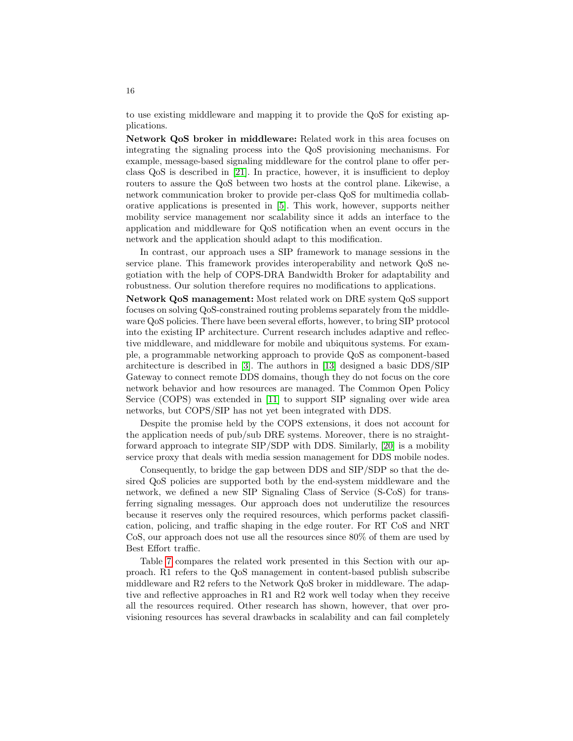to use existing middleware and mapping it to provide the QoS for existing applications.

**Network QoS broker in middleware:** Related work in this area focuses on integrating the signaling process into the QoS provisioning mechanisms. For example, message-based signaling middleware for the control plane to offer per-class QoS is described in [21]. In practice, however, it is insufficient to deploy routers to assure the QoS between two hosts at the control plane. Likewise, a network communication broker to provide per-class QoS for multimedia collaborative applications is presented in [5]. This work, however, supports neither mobility service management nor scalability since it adds an interface to the application and middleware for QoS notification when an event occurs in the network and the application should adapt to this modification.

In contrast, our approach uses a SIP framework to manage sessions in the service plane. This framework provides interoperability and network QoS negotiation with the help of COPS-DRA Bandwidth Broker for adaptability and robustness. Our solution therefore requires no modifications to applications.

**Network QoS management:** Most related work on DRE system QoS support focuses on solving QoS-constrained routing problems separately from the middleware QoS policies. There have been several efforts, however, to bring SIP protocol into the existing IP architecture. Current research includes adaptive and reflective middleware, and middleware for mobile and ubiquitous systems. For example, a programmable networking approach to provide QoS as component-based architecture is described in [3]. The authors in [13] designed a basic DDS/SIP Gateway to connect remote DDS domains, though they do not focus on the core network behavior and how resources are managed. The Common Open Policy Service (COPS) was extended in [11] to support SIP signaling over wide area networks, but COPS/SIP has not yet been integrated with DDS.

Despite the promise held by the COPS extensions, it does not account for the application needs of pub/sub DRE systems. Moreover, there is no straightforward approach to integrate SIP/SDP with DDS. Similarly, [20] is a mobility service proxy that deals with media session management for DDS mobile nodes.

Consequently, to bridge the gap between DDS and SIP/SDP so that the desired QoS policies are supported both by the end-system middleware and the network, we defined a new SIP Signaling Class of Service (S-CoS) for transferring signaling messages. Our approach does not underutilize the resources because it reserves only the required resources, which performs packet classification, policing, and traffic shaping in the edge router. For RT CoS and NRT CoS, our approach does not use all the resources since 80% of them are used by Best Effort traffic.

Table 7 compares the related work presented in this Section with our approach. R1 refers to the QoS management in content-based publish subscribe middleware and R2 refers to the Network QoS broker in middleware. The adaptive and reflective approaches in R1 and R2 work well today when they receive all the resources required. Other research has shown, however, that over provisioning resources has several drawbacks in scalability and can fail completely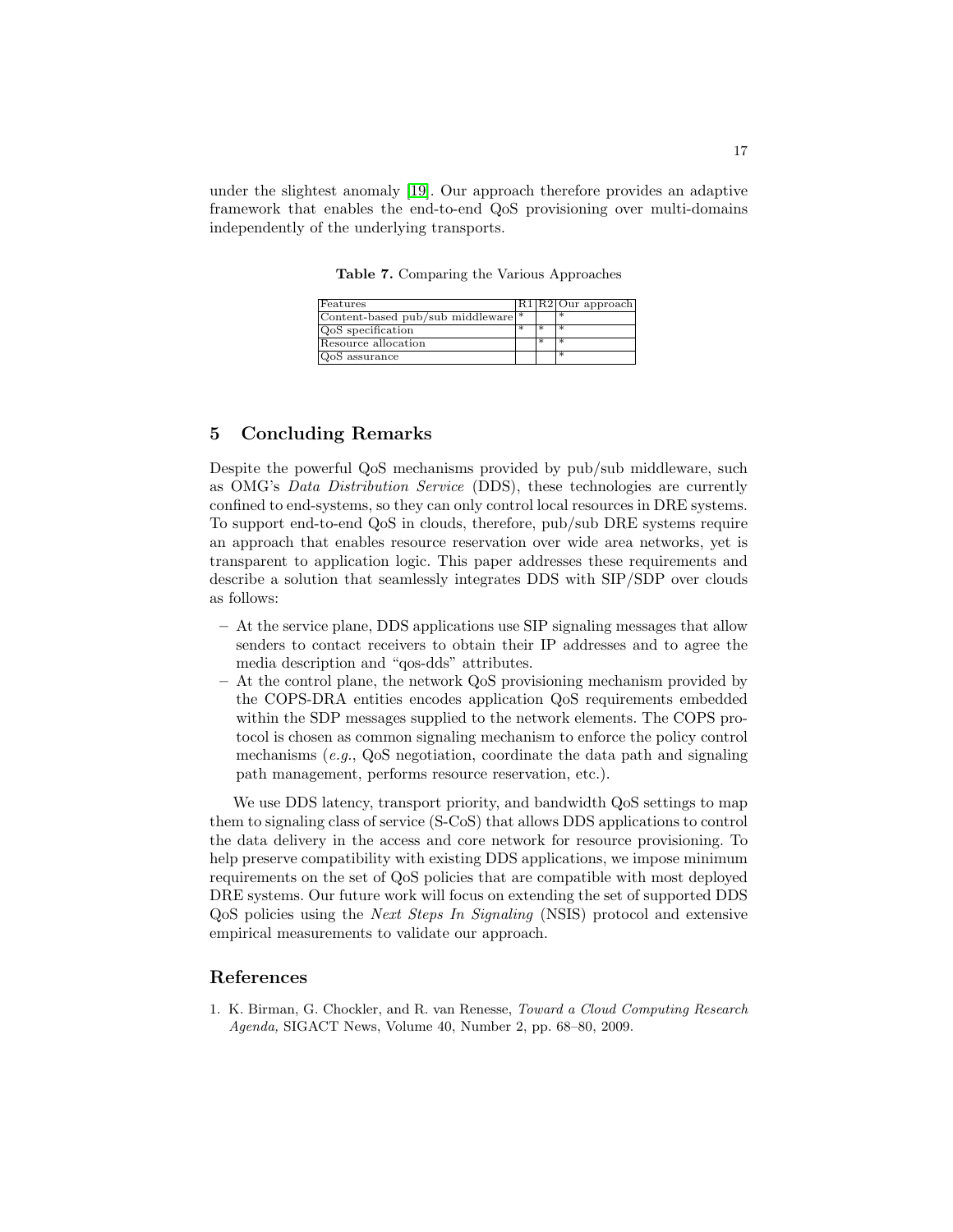under the slightest anomaly [19]. Our approach therefore provides an adaptive framework that enables the end-to-end QoS provisioning over multi-domains independently of the underlying transports.

**Table 7.** Comparing the Various Approaches

| Features | R1 | R2 | Our approach |
| --- | --- | --- | --- |
| Content-based pub/sub middleware | * | | * |
| QoS specification | * | * | * |
| Resource allocation | | * | * |
| QoS assurance | | | * |

## 5 Concluding Remarks

Despite the powerful QoS mechanisms provided by pub/sub middleware, such as OMG's *Data Distribution Service* (DDS), these technologies are currently confined to end-systems, so they can only control local resources in DRE systems. To support end-to-end QoS in clouds, therefore, pub/sub DRE systems require an approach that enables resource reservation over wide area networks, yet is transparent to application logic. This paper addresses these requirements and describe a solution that seamlessly integrates DDS with SIP/SDP over clouds as follows:

- At the service plane, DDS applications use SIP signaling messages that allow senders to contact receivers to obtain their IP addresses and to agree the media description and "qos-dds" attributes.
- At the control plane, the network QoS provisioning mechanism provided by the COPS-DRA entities encodes application QoS requirements embedded within the SDP messages supplied to the network elements. The COPS protocol is chosen as common signaling mechanism to enforce the policy control mechanisms (*e.g.*, QoS negotiation, coordinate the data path and signaling path management, performs resource reservation, etc.).

We use DDS latency, transport priority, and bandwidth QoS settings to map them to signaling class of service (S-CoS) that allows DDS applications to control the data delivery in the access and core network for resource provisioning. To help preserve compatibility with existing DDS applications, we impose minimum requirements on the set of QoS policies that are compatible with most deployed DRE systems. Our future work will focus on extending the set of supported DDS QoS policies using the *Next Steps In Signaling* (NSIS) protocol and extensive empirical measurements to validate our approach.

## References

1. K. Birman, G. Chockler, and R. van Renesse, *Toward a Cloud Computing Research Agenda,* SIGACT News, Volume 40, Number 2, pp. 68–80, 2009.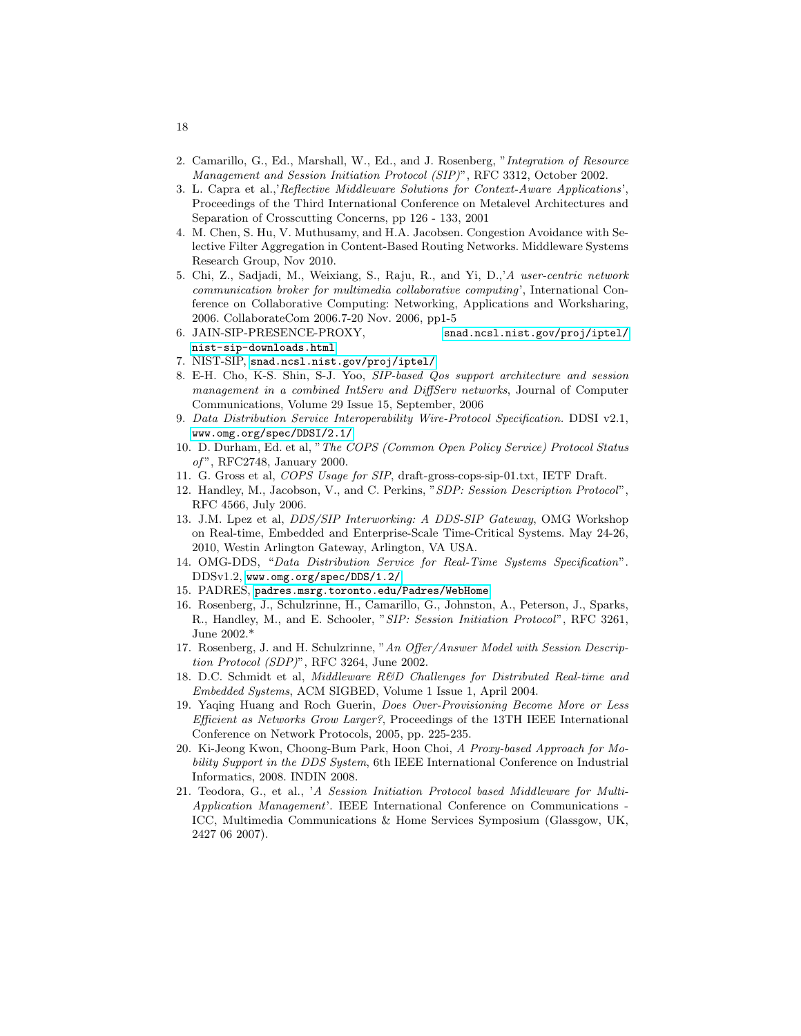2. Camarillo, G., Ed., Marshall, W., Ed., and J. Rosenberg, "*Integration of Resource Management and Session Initiation Protocol (SIP)*", RFC 3312, October 2002.
3. L. Capra et al.,'*Reflective Middleware Solutions for Context-Aware Applications*', Proceedings of the Third International Conference on Metalevel Architectures and Separation of Crosscutting Concerns, pp 126 - 133, 2001
4. M. Chen, S. Hu, V. Muthusamy, and H.A. Jacobsen. Congestion Avoidance with Selective Filter Aggregation in Content-Based Routing Networks. Middleware Systems Research Group, Nov 2010.
5. Chi, Z., Sadjadi, M., Weixiang, S., Raju, R., and Yi, D.,'*A user-centric network communication broker for multimedia collaborative computing*', International Conference on Collaborative Computing: Networking, Applications and Worksharing, 2006. CollaborateCom 2006.7-20 Nov. 2006, pp1-5
6. JAIN-SIP-PRESENCE-PROXY, `snad.ncsl.nist.gov/proj/iptel/nist-sip-downloads.html`
7. NIST-SIP, `snad.ncsl.nist.gov/proj/iptel/`
8. E-H. Cho, K-S. Shin, S-J. Yoo, *SIP-based Qos support architecture and session management in a combined IntServ and DiffServ networks*, Journal of Computer Communications, Volume 29 Issue 15, September, 2006
9. *Data Distribution Service Interoperability Wire-Protocol Specification.* DDSI v2.1, `www.omg.org/spec/DDSI/2.1/`
10. D. Durham, Ed. et al, "*The COPS (Common Open Policy Service) Protocol Status of*", RFC2748, January 2000.
11. G. Gross et al, *COPS Usage for SIP*, draft-gross-cops-sip-01.txt, IETF Draft.
12. Handley, M., Jacobson, V., and C. Perkins, "*SDP: Session Description Protocol*", RFC 4566, July 2006.
13. J.M. Lpez et al, *DDS/SIP Interworking: A DDS-SIP Gateway*, OMG Workshop on Real-time, Embedded and Enterprise-Scale Time-Critical Systems. May 24-26, 2010, Westin Arlington Gateway, Arlington, VA USA.
14. OMG-DDS, "*Data Distribution Service for Real-Time Systems Specification*". DDSv1.2, `www.omg.org/spec/DDS/1.2/`
15. PADRES, `padres.msrg.toronto.edu/Padres/WebHome`
16. Rosenberg, J., Schulzrinne, H., Camarillo, G., Johnston, A., Peterson, J., Sparks, R., Handley, M., and E. Schooler, "*SIP: Session Initiation Protocol*", RFC 3261, June 2002.*
17. Rosenberg, J. and H. Schulzrinne, "*An Offer/Answer Model with Session Description Protocol (SDP)*", RFC 3264, June 2002.
18. D.C. Schmidt et al, *Middleware R&D Challenges for Distributed Real-time and Embedded Systems*, ACM SIGBED, Volume 1 Issue 1, April 2004.
19. Yaqing Huang and Roch Guerin, *Does Over-Provisioning Become More or Less Efficient as Networks Grow Larger?*, Proceedings of the 13TH IEEE International Conference on Network Protocols, 2005, pp. 225-235.
20. Ki-Jeong Kwon, Choong-Bum Park, Hoon Choi, *A Proxy-based Approach for Mobility Support in the DDS System*, 6th IEEE International Conference on Industrial Informatics, 2008. INDIN 2008.
21. Teodora, G., et al., '*A Session Initiation Protocol based Middleware for Multi-Application Management*'. IEEE International Conference on Communications - ICC, Multimedia Communications & Home Services Symposium (Glassgow, UK, 2427 06 2007).